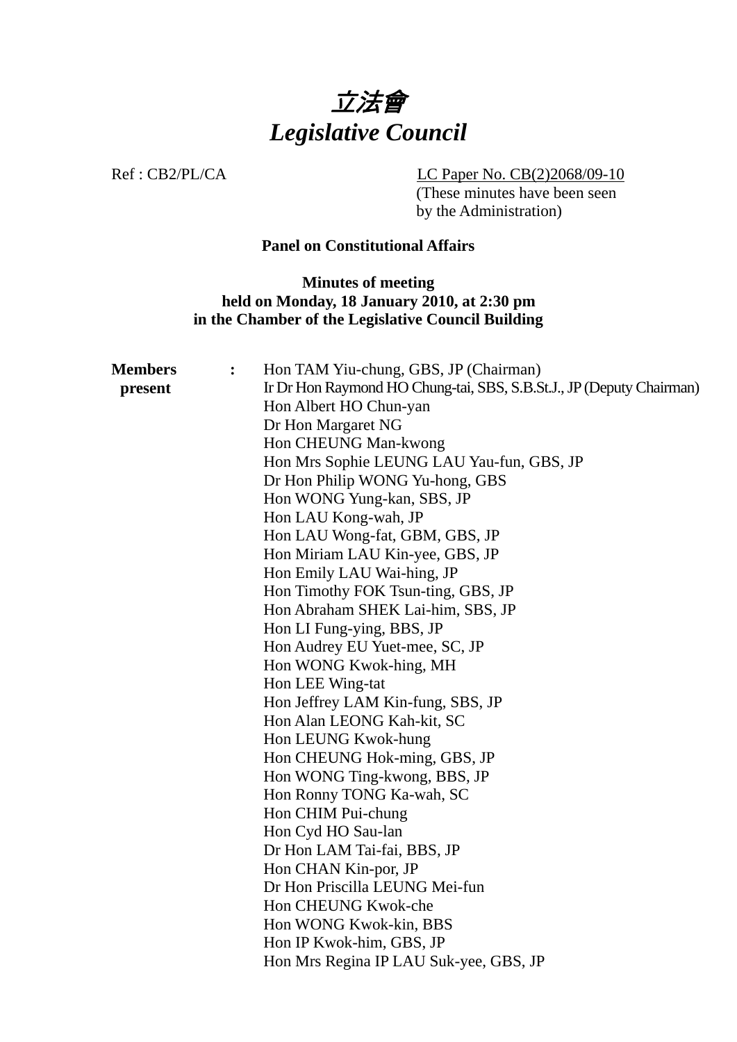# 立法會
# *Legislative Council*

Ref : CB2/PL/CA

LC Paper No. CB(2)2068/09-10
(These minutes have been seen by the Administration)

**Panel on Constitutional Affairs**

**Minutes of meeting**
**held on Monday, 18 January 2010, at 2:30 pm**
**in the Chamber of the Legislative Council Building**

**Members present** :

Hon TAM Yiu-chung, GBS, JP (Chairman)
Ir Dr Hon Raymond HO Chung-tai, SBS, S.B.St.J., JP (Deputy Chairman)
Hon Albert HO Chun-yan
Dr Hon Margaret NG
Hon CHEUNG Man-kwong
Hon Mrs Sophie LEUNG LAU Yau-fun, GBS, JP
Dr Hon Philip WONG Yu-hong, GBS
Hon WONG Yung-kan, SBS, JP
Hon LAU Kong-wah, JP
Hon LAU Wong-fat, GBM, GBS, JP
Hon Miriam LAU Kin-yee, GBS, JP
Hon Emily LAU Wai-hing, JP
Hon Timothy FOK Tsun-ting, GBS, JP
Hon Abraham SHEK Lai-him, SBS, JP
Hon LI Fung-ying, BBS, JP
Hon Audrey EU Yuet-mee, SC, JP
Hon WONG Kwok-hing, MH
Hon LEE Wing-tat
Hon Jeffrey LAM Kin-fung, SBS, JP
Hon Alan LEONG Kah-kit, SC
Hon LEUNG Kwok-hung
Hon CHEUNG Hok-ming, GBS, JP
Hon WONG Ting-kwong, BBS, JP
Hon Ronny TONG Ka-wah, SC
Hon CHIM Pui-chung
Hon Cyd HO Sau-lan
Dr Hon LAM Tai-fai, BBS, JP
Hon CHAN Kin-por, JP
Dr Hon Priscilla LEUNG Mei-fun
Hon CHEUNG Kwok-che
Hon WONG Kwok-kin, BBS
Hon IP Kwok-him, GBS, JP
Hon Mrs Regina IP LAU Suk-yee, GBS, JP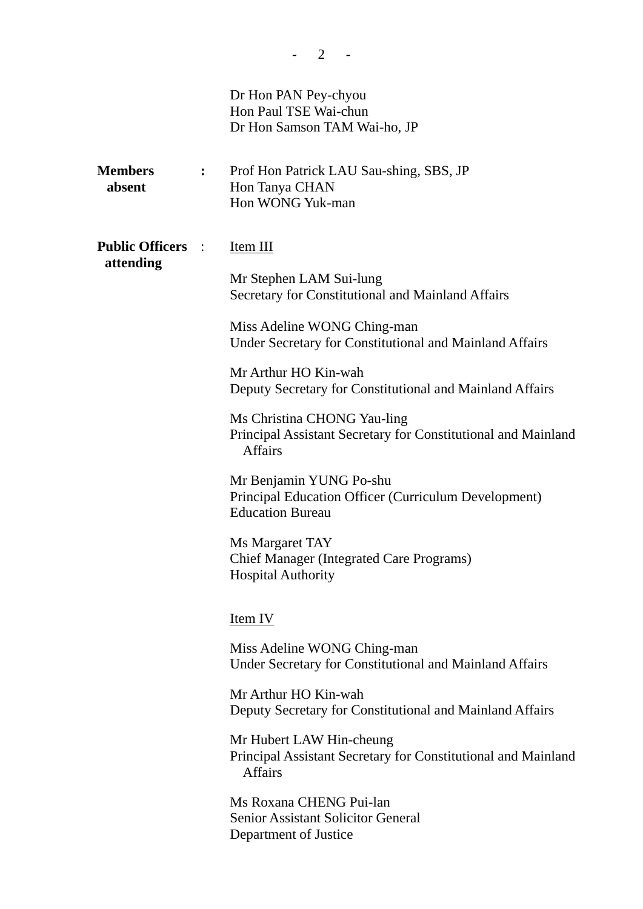Dr Hon PAN Pey-chyou
Hon Paul TSE Wai-chun
Dr Hon Samson TAM Wai-ho, JP

**Members absent** : Prof Hon Patrick LAU Sau-shing, SBS, JP
Hon Tanya CHAN
Hon WONG Yuk-man

**Public Officers attending** : Item III

Mr Stephen LAM Sui-lung
Secretary for Constitutional and Mainland Affairs

Miss Adeline WONG Ching-man
Under Secretary for Constitutional and Mainland Affairs

Mr Arthur HO Kin-wah
Deputy Secretary for Constitutional and Mainland Affairs

Ms Christina CHONG Yau-ling
Principal Assistant Secretary for Constitutional and Mainland Affairs

Mr Benjamin YUNG Po-shu
Principal Education Officer (Curriculum Development)
Education Bureau

Ms Margaret TAY
Chief Manager (Integrated Care Programs)
Hospital Authority

Item IV

Miss Adeline WONG Ching-man
Under Secretary for Constitutional and Mainland Affairs

Mr Arthur HO Kin-wah
Deputy Secretary for Constitutional and Mainland Affairs

Mr Hubert LAW Hin-cheung
Principal Assistant Secretary for Constitutional and Mainland Affairs

Ms Roxana CHENG Pui-lan
Senior Assistant Solicitor General
Department of Justice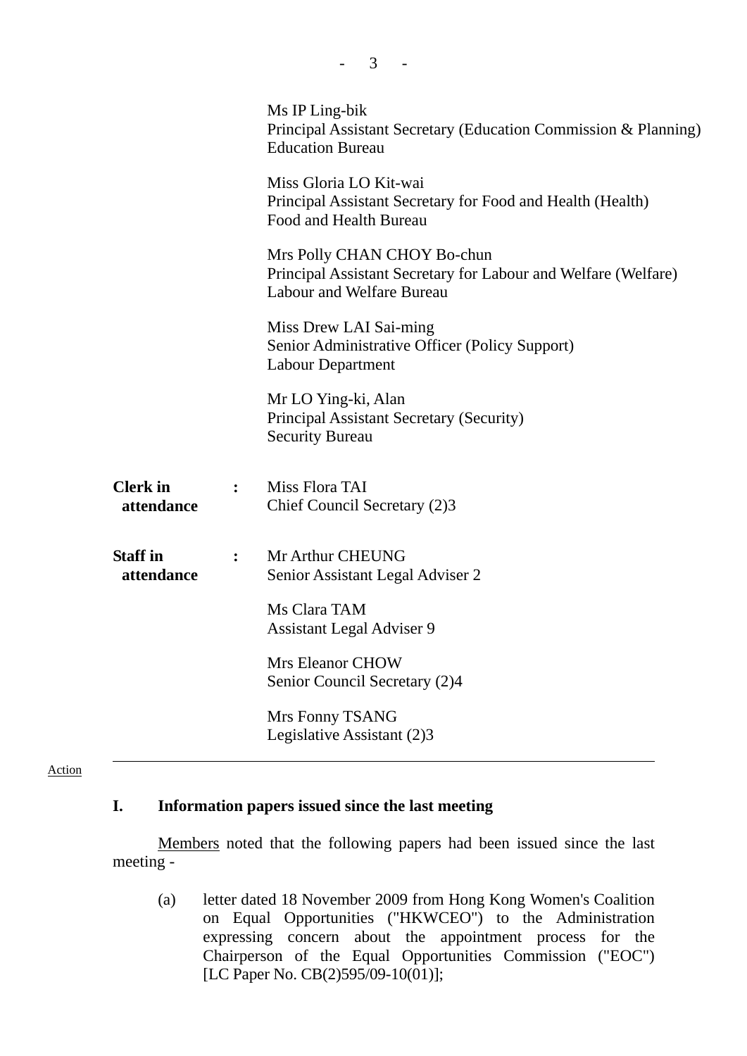Ms IP Ling-bik
Principal Assistant Secretary (Education Commission & Planning)
Education Bureau

Miss Gloria LO Kit-wai
Principal Assistant Secretary for Food and Health (Health)
Food and Health Bureau

Mrs Polly CHAN CHOY Bo-chun
Principal Assistant Secretary for Labour and Welfare (Welfare)
Labour and Welfare Bureau

Miss Drew LAI Sai-ming
Senior Administrative Officer (Policy Support)
Labour Department

Mr LO Ying-ki, Alan
Principal Assistant Secretary (Security)
Security Bureau

**Clerk in attendance** : Miss Flora TAI
Chief Council Secretary (2)3

**Staff in attendance** : Mr Arthur CHEUNG
Senior Assistant Legal Adviser 2

Ms Clara TAM
Assistant Legal Adviser 9

Mrs Eleanor CHOW
Senior Council Secretary (2)4

Mrs Fonny TSANG
Legislative Assistant (2)3

---

Action

## I. Information papers issued since the last meeting

Members noted that the following papers had been issued since the last meeting -

(a) letter dated 18 November 2009 from Hong Kong Women's Coalition on Equal Opportunities ("HKWCEO") to the Administration expressing concern about the appointment process for the Chairperson of the Equal Opportunities Commission ("EOC") [LC Paper No. CB(2)595/09-10(01)];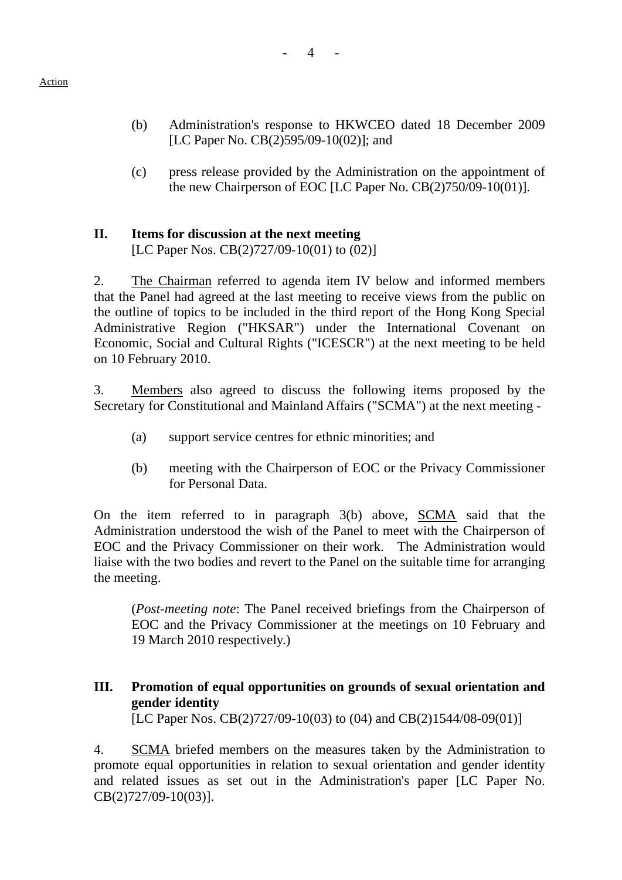Action

(b) Administration's response to HKWCEO dated 18 December 2009 [LC Paper No. CB(2)595/09-10(02)]; and

(c) press release provided by the Administration on the appointment of the new Chairperson of EOC [LC Paper No. CB(2)750/09-10(01)].

## II. Items for discussion at the next meeting

[LC Paper Nos. CB(2)727/09-10(01) to (02)]

2. The Chairman referred to agenda item IV below and informed members that the Panel had agreed at the last meeting to receive views from the public on the outline of topics to be included in the third report of the Hong Kong Special Administrative Region ("HKSAR") under the International Covenant on Economic, Social and Cultural Rights ("ICESCR") at the next meeting to be held on 10 February 2010.

3. Members also agreed to discuss the following items proposed by the Secretary for Constitutional and Mainland Affairs ("SCMA") at the next meeting -

(a) support service centres for ethnic minorities; and

(b) meeting with the Chairperson of EOC or the Privacy Commissioner for Personal Data.

On the item referred to in paragraph 3(b) above, SCMA said that the Administration understood the wish of the Panel to meet with the Chairperson of EOC and the Privacy Commissioner on their work. The Administration would liaise with the two bodies and revert to the Panel on the suitable time for arranging the meeting.

(*Post-meeting note*: The Panel received briefings from the Chairperson of EOC and the Privacy Commissioner at the meetings on 10 February and 19 March 2010 respectively.)

## III. Promotion of equal opportunities on grounds of sexual orientation and gender identity

[LC Paper Nos. CB(2)727/09-10(03) to (04) and CB(2)1544/08-09(01)]

4. SCMA briefed members on the measures taken by the Administration to promote equal opportunities in relation to sexual orientation and gender identity and related issues as set out in the Administration's paper [LC Paper No. CB(2)727/09-10(03)].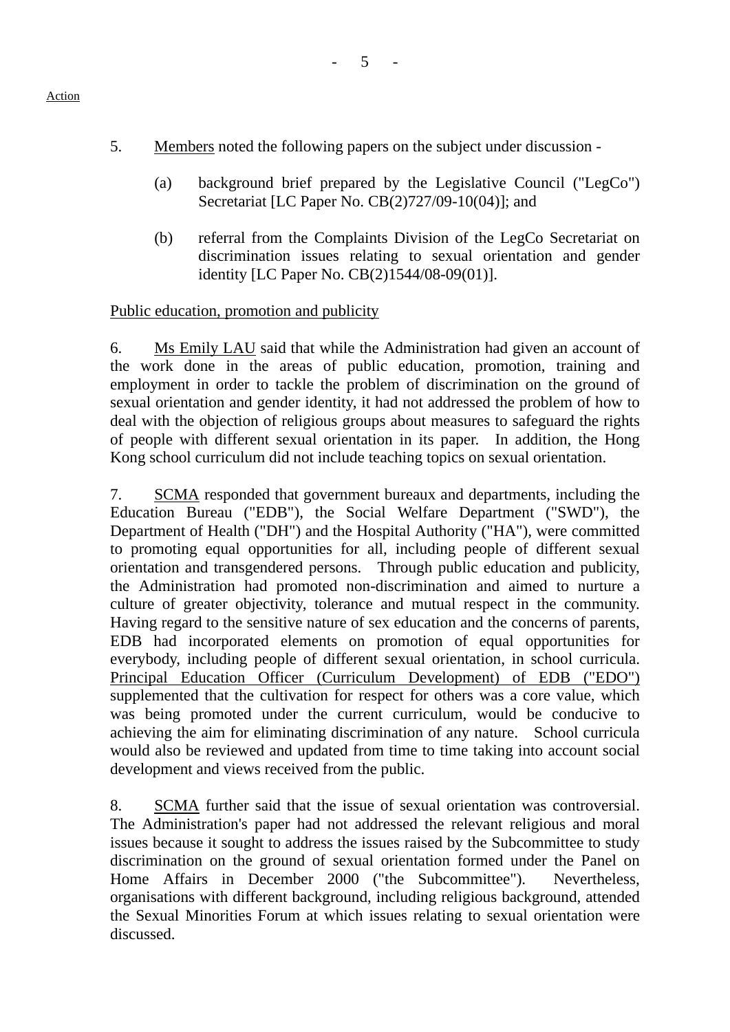Action

5. Members noted the following papers on the subject under discussion -

   (a) background brief prepared by the Legislative Council ("LegCo") Secretariat [LC Paper No. CB(2)727/09-10(04)]; and

   (b) referral from the Complaints Division of the LegCo Secretariat on discrimination issues relating to sexual orientation and gender identity [LC Paper No. CB(2)1544/08-09(01)].

Public education, promotion and publicity

6. Ms Emily LAU said that while the Administration had given an account of the work done in the areas of public education, promotion, training and employment in order to tackle the problem of discrimination on the ground of sexual orientation and gender identity, it had not addressed the problem of how to deal with the objection of religious groups about measures to safeguard the rights of people with different sexual orientation in its paper. In addition, the Hong Kong school curriculum did not include teaching topics on sexual orientation.

7. SCMA responded that government bureaux and departments, including the Education Bureau ("EDB"), the Social Welfare Department ("SWD"), the Department of Health ("DH") and the Hospital Authority ("HA"), were committed to promoting equal opportunities for all, including people of different sexual orientation and transgendered persons. Through public education and publicity, the Administration had promoted non-discrimination and aimed to nurture a culture of greater objectivity, tolerance and mutual respect in the community. Having regard to the sensitive nature of sex education and the concerns of parents, EDB had incorporated elements on promotion of equal opportunities for everybody, including people of different sexual orientation, in school curricula. Principal Education Officer (Curriculum Development) of EDB ("EDO") supplemented that the cultivation for respect for others was a core value, which was being promoted under the current curriculum, would be conducive to achieving the aim for eliminating discrimination of any nature. School curricula would also be reviewed and updated from time to time taking into account social development and views received from the public.

8. SCMA further said that the issue of sexual orientation was controversial. The Administration's paper had not addressed the relevant religious and moral issues because it sought to address the issues raised by the Subcommittee to study discrimination on the ground of sexual orientation formed under the Panel on Home Affairs in December 2000 ("the Subcommittee"). Nevertheless, organisations with different background, including religious background, attended the Sexual Minorities Forum at which issues relating to sexual orientation were discussed.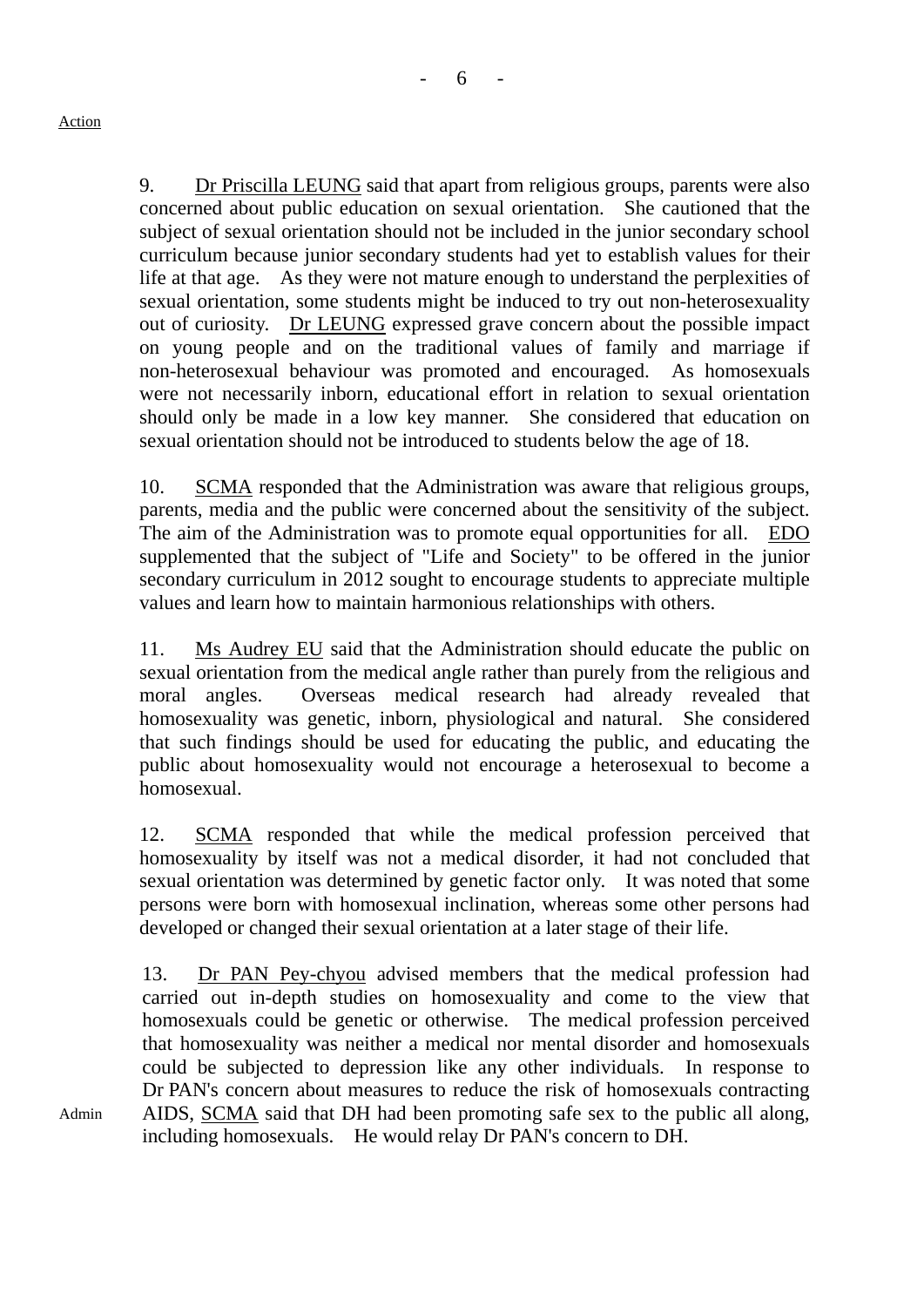Action

9. Dr Priscilla LEUNG said that apart from religious groups, parents were also concerned about public education on sexual orientation. She cautioned that the subject of sexual orientation should not be included in the junior secondary school curriculum because junior secondary students had yet to establish values for their life at that age. As they were not mature enough to understand the perplexities of sexual orientation, some students might be induced to try out non-heterosexuality out of curiosity. Dr LEUNG expressed grave concern about the possible impact on young people and on the traditional values of family and marriage if non-heterosexual behaviour was promoted and encouraged. As homosexuals were not necessarily inborn, educational effort in relation to sexual orientation should only be made in a low key manner. She considered that education on sexual orientation should not be introduced to students below the age of 18.

10. SCMA responded that the Administration was aware that religious groups, parents, media and the public were concerned about the sensitivity of the subject. The aim of the Administration was to promote equal opportunities for all. EDO supplemented that the subject of "Life and Society" to be offered in the junior secondary curriculum in 2012 sought to encourage students to appreciate multiple values and learn how to maintain harmonious relationships with others.

11. Ms Audrey EU said that the Administration should educate the public on sexual orientation from the medical angle rather than purely from the religious and moral angles. Overseas medical research had already revealed that homosexuality was genetic, inborn, physiological and natural. She considered that such findings should be used for educating the public, and educating the public about homosexuality would not encourage a heterosexual to become a homosexual.

12. SCMA responded that while the medical profession perceived that homosexuality by itself was not a medical disorder, it had not concluded that sexual orientation was determined by genetic factor only. It was noted that some persons were born with homosexual inclination, whereas some other persons had developed or changed their sexual orientation at a later stage of their life.

13. Dr PAN Pey-chyou advised members that the medical profession had carried out in-depth studies on homosexuality and come to the view that homosexuals could be genetic or otherwise. The medical profession perceived that homosexuality was neither a medical nor mental disorder and homosexuals could be subjected to depression like any other individuals. In response to Dr PAN's concern about measures to reduce the risk of homosexuals contracting AIDS, SCMA said that DH had been promoting safe sex to the public all along, including homosexuals. He would relay Dr PAN's concern to DH.

Admin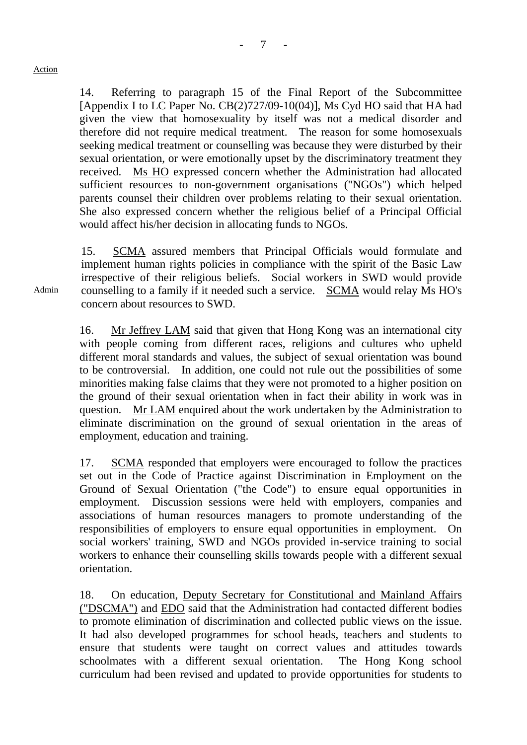Action

14. Referring to paragraph 15 of the Final Report of the Subcommittee [Appendix I to LC Paper No. CB(2)727/09-10(04)], Ms Cyd HO said that HA had given the view that homosexuality by itself was not a medical disorder and therefore did not require medical treatment. The reason for some homosexuals seeking medical treatment or counselling was because they were disturbed by their sexual orientation, or were emotionally upset by the discriminatory treatment they received. Ms HO expressed concern whether the Administration had allocated sufficient resources to non-government organisations ("NGOs") which helped parents counsel their children over problems relating to their sexual orientation. She also expressed concern whether the religious belief of a Principal Official would affect his/her decision in allocating funds to NGOs.

15. SCMA assured members that Principal Officials would formulate and implement human rights policies in compliance with the spirit of the Basic Law irrespective of their religious beliefs. Social workers in SWD would provide counselling to a family if it needed such a service. SCMA would relay Ms HO's concern about resources to SWD.

Admin

16. Mr Jeffrey LAM said that given that Hong Kong was an international city with people coming from different races, religions and cultures who upheld different moral standards and values, the subject of sexual orientation was bound to be controversial. In addition, one could not rule out the possibilities of some minorities making false claims that they were not promoted to a higher position on the ground of their sexual orientation when in fact their ability in work was in question. Mr LAM enquired about the work undertaken by the Administration to eliminate discrimination on the ground of sexual orientation in the areas of employment, education and training.

17. SCMA responded that employers were encouraged to follow the practices set out in the Code of Practice against Discrimination in Employment on the Ground of Sexual Orientation ("the Code") to ensure equal opportunities in employment. Discussion sessions were held with employers, companies and associations of human resources managers to promote understanding of the responsibilities of employers to ensure equal opportunities in employment. On social workers' training, SWD and NGOs provided in-service training to social workers to enhance their counselling skills towards people with a different sexual orientation.

18. On education, Deputy Secretary for Constitutional and Mainland Affairs ("DSCMA") and EDO said that the Administration had contacted different bodies to promote elimination of discrimination and collected public views on the issue. It had also developed programmes for school heads, teachers and students to ensure that students were taught on correct values and attitudes towards schoolmates with a different sexual orientation. The Hong Kong school curriculum had been revised and updated to provide opportunities for students to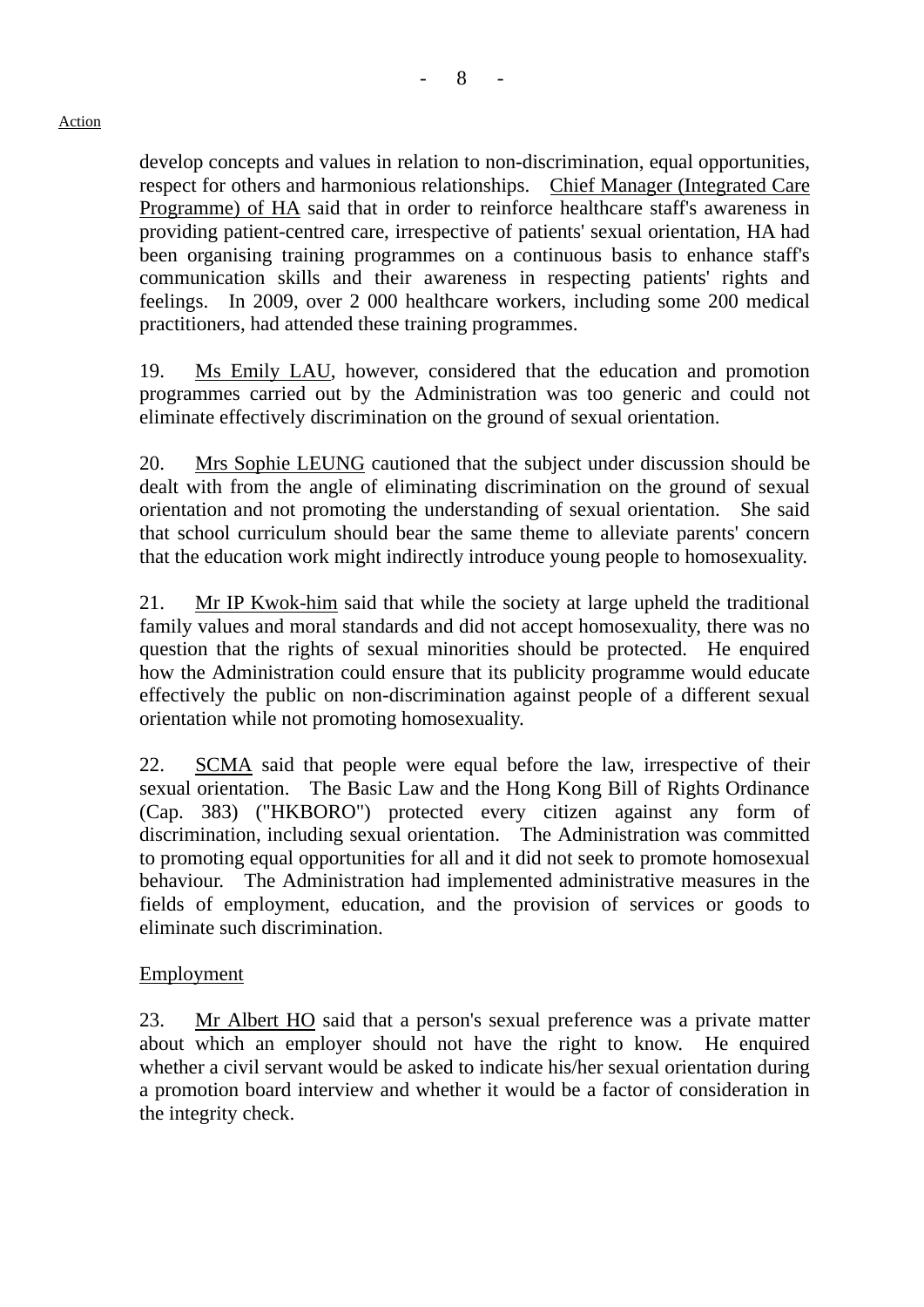Action

develop concepts and values in relation to non-discrimination, equal opportunities, respect for others and harmonious relationships. Chief Manager (Integrated Care Programme) of HA said that in order to reinforce healthcare staff's awareness in providing patient-centred care, irrespective of patients' sexual orientation, HA had been organising training programmes on a continuous basis to enhance staff's communication skills and their awareness in respecting patients' rights and feelings. In 2009, over 2 000 healthcare workers, including some 200 medical practitioners, had attended these training programmes.

19. Ms Emily LAU, however, considered that the education and promotion programmes carried out by the Administration was too generic and could not eliminate effectively discrimination on the ground of sexual orientation.

20. Mrs Sophie LEUNG cautioned that the subject under discussion should be dealt with from the angle of eliminating discrimination on the ground of sexual orientation and not promoting the understanding of sexual orientation. She said that school curriculum should bear the same theme to alleviate parents' concern that the education work might indirectly introduce young people to homosexuality.

21. Mr IP Kwok-him said that while the society at large upheld the traditional family values and moral standards and did not accept homosexuality, there was no question that the rights of sexual minorities should be protected. He enquired how the Administration could ensure that its publicity programme would educate effectively the public on non-discrimination against people of a different sexual orientation while not promoting homosexuality.

22. SCMA said that people were equal before the law, irrespective of their sexual orientation. The Basic Law and the Hong Kong Bill of Rights Ordinance (Cap. 383) ("HKBORO") protected every citizen against any form of discrimination, including sexual orientation. The Administration was committed to promoting equal opportunities for all and it did not seek to promote homosexual behaviour. The Administration had implemented administrative measures in the fields of employment, education, and the provision of services or goods to eliminate such discrimination.

Employment

23. Mr Albert HO said that a person's sexual preference was a private matter about which an employer should not have the right to know. He enquired whether a civil servant would be asked to indicate his/her sexual orientation during a promotion board interview and whether it would be a factor of consideration in the integrity check.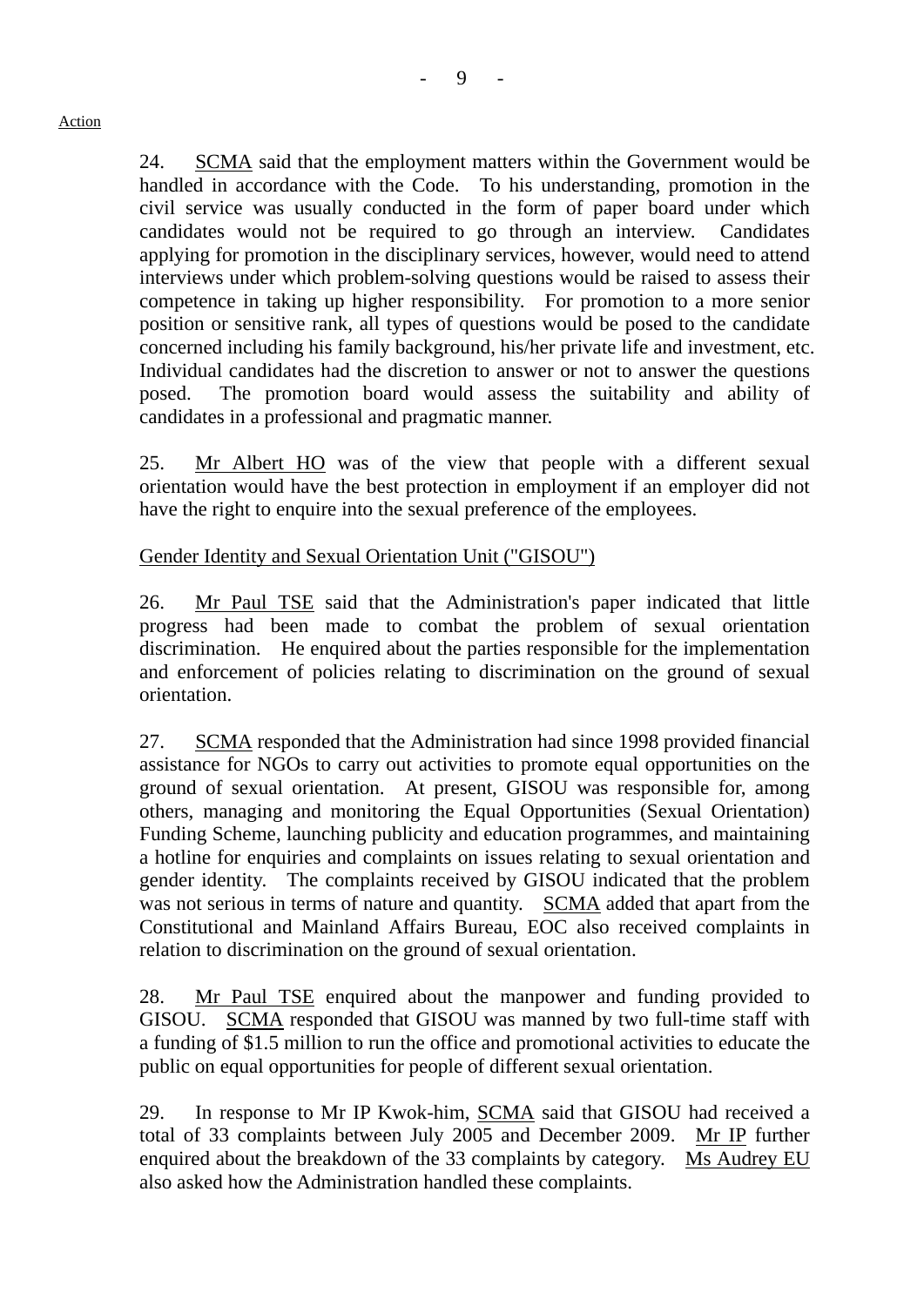Action

24. SCMA said that the employment matters within the Government would be handled in accordance with the Code. To his understanding, promotion in the civil service was usually conducted in the form of paper board under which candidates would not be required to go through an interview. Candidates applying for promotion in the disciplinary services, however, would need to attend interviews under which problem-solving questions would be raised to assess their competence in taking up higher responsibility. For promotion to a more senior position or sensitive rank, all types of questions would be posed to the candidate concerned including his family background, his/her private life and investment, etc. Individual candidates had the discretion to answer or not to answer the questions posed. The promotion board would assess the suitability and ability of candidates in a professional and pragmatic manner.

25. Mr Albert HO was of the view that people with a different sexual orientation would have the best protection in employment if an employer did not have the right to enquire into the sexual preference of the employees.

Gender Identity and Sexual Orientation Unit ("GISOU")

26. Mr Paul TSE said that the Administration's paper indicated that little progress had been made to combat the problem of sexual orientation discrimination. He enquired about the parties responsible for the implementation and enforcement of policies relating to discrimination on the ground of sexual orientation.

27. SCMA responded that the Administration had since 1998 provided financial assistance for NGOs to carry out activities to promote equal opportunities on the ground of sexual orientation. At present, GISOU was responsible for, among others, managing and monitoring the Equal Opportunities (Sexual Orientation) Funding Scheme, launching publicity and education programmes, and maintaining a hotline for enquiries and complaints on issues relating to sexual orientation and gender identity. The complaints received by GISOU indicated that the problem was not serious in terms of nature and quantity. SCMA added that apart from the Constitutional and Mainland Affairs Bureau, EOC also received complaints in relation to discrimination on the ground of sexual orientation.

28. Mr Paul TSE enquired about the manpower and funding provided to GISOU. SCMA responded that GISOU was manned by two full-time staff with a funding of $1.5 million to run the office and promotional activities to educate the public on equal opportunities for people of different sexual orientation.

29. In response to Mr IP Kwok-him, SCMA said that GISOU had received a total of 33 complaints between July 2005 and December 2009. Mr IP further enquired about the breakdown of the 33 complaints by category. Ms Audrey EU also asked how the Administration handled these complaints.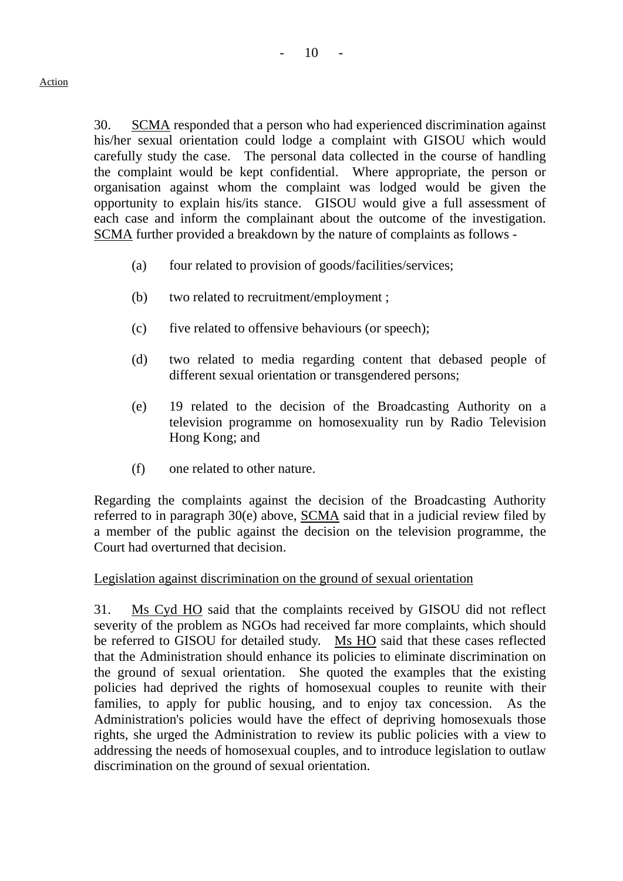Action

30. SCMA responded that a person who had experienced discrimination against his/her sexual orientation could lodge a complaint with GISOU which would carefully study the case. The personal data collected in the course of handling the complaint would be kept confidential. Where appropriate, the person or organisation against whom the complaint was lodged would be given the opportunity to explain his/its stance. GISOU would give a full assessment of each case and inform the complainant about the outcome of the investigation. SCMA further provided a breakdown by the nature of complaints as follows -

(a) four related to provision of goods/facilities/services;

(b) two related to recruitment/employment ;

(c) five related to offensive behaviours (or speech);

(d) two related to media regarding content that debased people of different sexual orientation or transgendered persons;

(e) 19 related to the decision of the Broadcasting Authority on a television programme on homosexuality run by Radio Television Hong Kong; and

(f) one related to other nature.

Regarding the complaints against the decision of the Broadcasting Authority referred to in paragraph 30(e) above, SCMA said that in a judicial review filed by a member of the public against the decision on the television programme, the Court had overturned that decision.

Legislation against discrimination on the ground of sexual orientation

31. Ms Cyd HO said that the complaints received by GISOU did not reflect severity of the problem as NGOs had received far more complaints, which should be referred to GISOU for detailed study. Ms HO said that these cases reflected that the Administration should enhance its policies to eliminate discrimination on the ground of sexual orientation. She quoted the examples that the existing policies had deprived the rights of homosexual couples to reunite with their families, to apply for public housing, and to enjoy tax concession. As the Administration's policies would have the effect of depriving homosexuals those rights, she urged the Administration to review its public policies with a view to addressing the needs of homosexual couples, and to introduce legislation to outlaw discrimination on the ground of sexual orientation.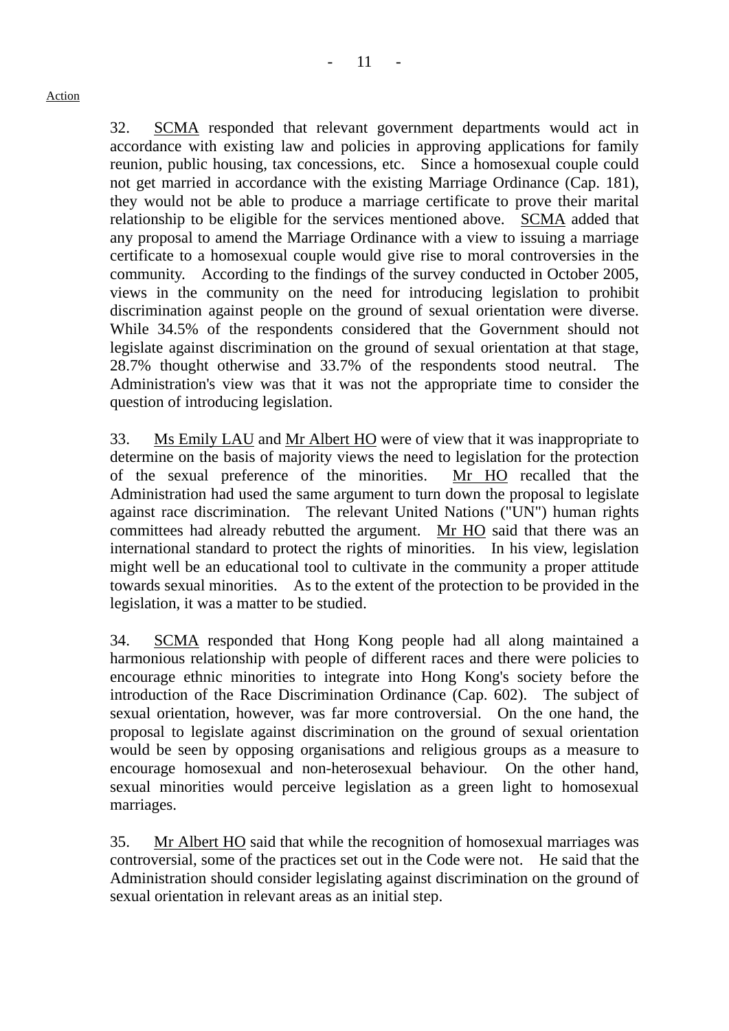Action

32. SCMA responded that relevant government departments would act in accordance with existing law and policies in approving applications for family reunion, public housing, tax concessions, etc. Since a homosexual couple could not get married in accordance with the existing Marriage Ordinance (Cap. 181), they would not be able to produce a marriage certificate to prove their marital relationship to be eligible for the services mentioned above. SCMA added that any proposal to amend the Marriage Ordinance with a view to issuing a marriage certificate to a homosexual couple would give rise to moral controversies in the community. According to the findings of the survey conducted in October 2005, views in the community on the need for introducing legislation to prohibit discrimination against people on the ground of sexual orientation were diverse. While 34.5% of the respondents considered that the Government should not legislate against discrimination on the ground of sexual orientation at that stage, 28.7% thought otherwise and 33.7% of the respondents stood neutral. The Administration's view was that it was not the appropriate time to consider the question of introducing legislation.

33. Ms Emily LAU and Mr Albert HO were of view that it was inappropriate to determine on the basis of majority views the need to legislation for the protection of the sexual preference of the minorities. Mr HO recalled that the Administration had used the same argument to turn down the proposal to legislate against race discrimination. The relevant United Nations ("UN") human rights committees had already rebutted the argument. Mr HO said that there was an international standard to protect the rights of minorities. In his view, legislation might well be an educational tool to cultivate in the community a proper attitude towards sexual minorities. As to the extent of the protection to be provided in the legislation, it was a matter to be studied.

34. SCMA responded that Hong Kong people had all along maintained a harmonious relationship with people of different races and there were policies to encourage ethnic minorities to integrate into Hong Kong's society before the introduction of the Race Discrimination Ordinance (Cap. 602). The subject of sexual orientation, however, was far more controversial. On the one hand, the proposal to legislate against discrimination on the ground of sexual orientation would be seen by opposing organisations and religious groups as a measure to encourage homosexual and non-heterosexual behaviour. On the other hand, sexual minorities would perceive legislation as a green light to homosexual marriages.

35. Mr Albert HO said that while the recognition of homosexual marriages was controversial, some of the practices set out in the Code were not. He said that the Administration should consider legislating against discrimination on the ground of sexual orientation in relevant areas as an initial step.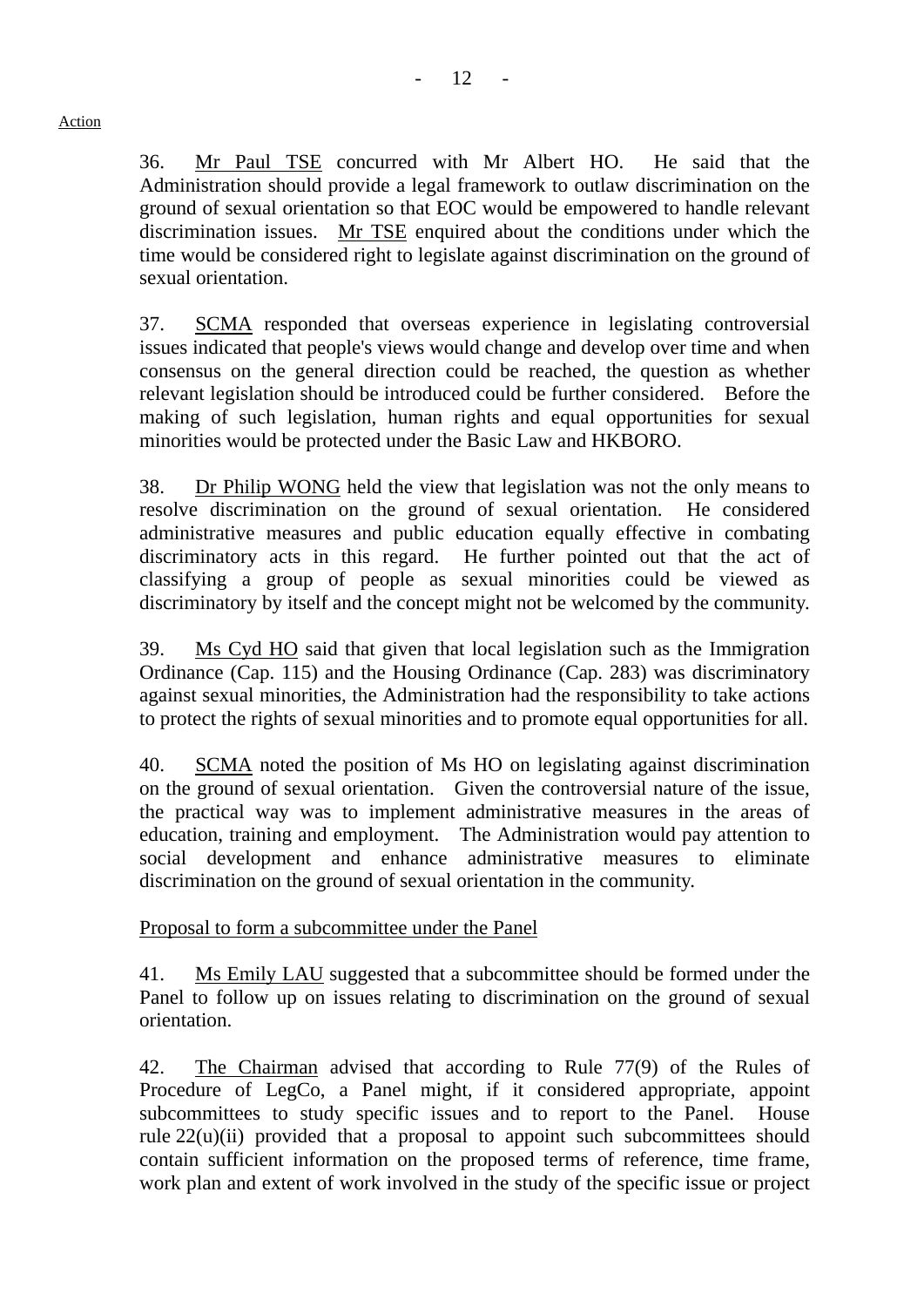Action

36. Mr Paul TSE concurred with Mr Albert HO. He said that the Administration should provide a legal framework to outlaw discrimination on the ground of sexual orientation so that EOC would be empowered to handle relevant discrimination issues. Mr TSE enquired about the conditions under which the time would be considered right to legislate against discrimination on the ground of sexual orientation.

37. SCMA responded that overseas experience in legislating controversial issues indicated that people's views would change and develop over time and when consensus on the general direction could be reached, the question as whether relevant legislation should be introduced could be further considered. Before the making of such legislation, human rights and equal opportunities for sexual minorities would be protected under the Basic Law and HKBORO.

38. Dr Philip WONG held the view that legislation was not the only means to resolve discrimination on the ground of sexual orientation. He considered administrative measures and public education equally effective in combating discriminatory acts in this regard. He further pointed out that the act of classifying a group of people as sexual minorities could be viewed as discriminatory by itself and the concept might not be welcomed by the community.

39. Ms Cyd HO said that given that local legislation such as the Immigration Ordinance (Cap. 115) and the Housing Ordinance (Cap. 283) was discriminatory against sexual minorities, the Administration had the responsibility to take actions to protect the rights of sexual minorities and to promote equal opportunities for all.

40. SCMA noted the position of Ms HO on legislating against discrimination on the ground of sexual orientation. Given the controversial nature of the issue, the practical way was to implement administrative measures in the areas of education, training and employment. The Administration would pay attention to social development and enhance administrative measures to eliminate discrimination on the ground of sexual orientation in the community.

Proposal to form a subcommittee under the Panel

41. Ms Emily LAU suggested that a subcommittee should be formed under the Panel to follow up on issues relating to discrimination on the ground of sexual orientation.

42. The Chairman advised that according to Rule 77(9) of the Rules of Procedure of LegCo, a Panel might, if it considered appropriate, appoint subcommittees to study specific issues and to report to the Panel. House rule 22(u)(ii) provided that a proposal to appoint such subcommittees should contain sufficient information on the proposed terms of reference, time frame, work plan and extent of work involved in the study of the specific issue or project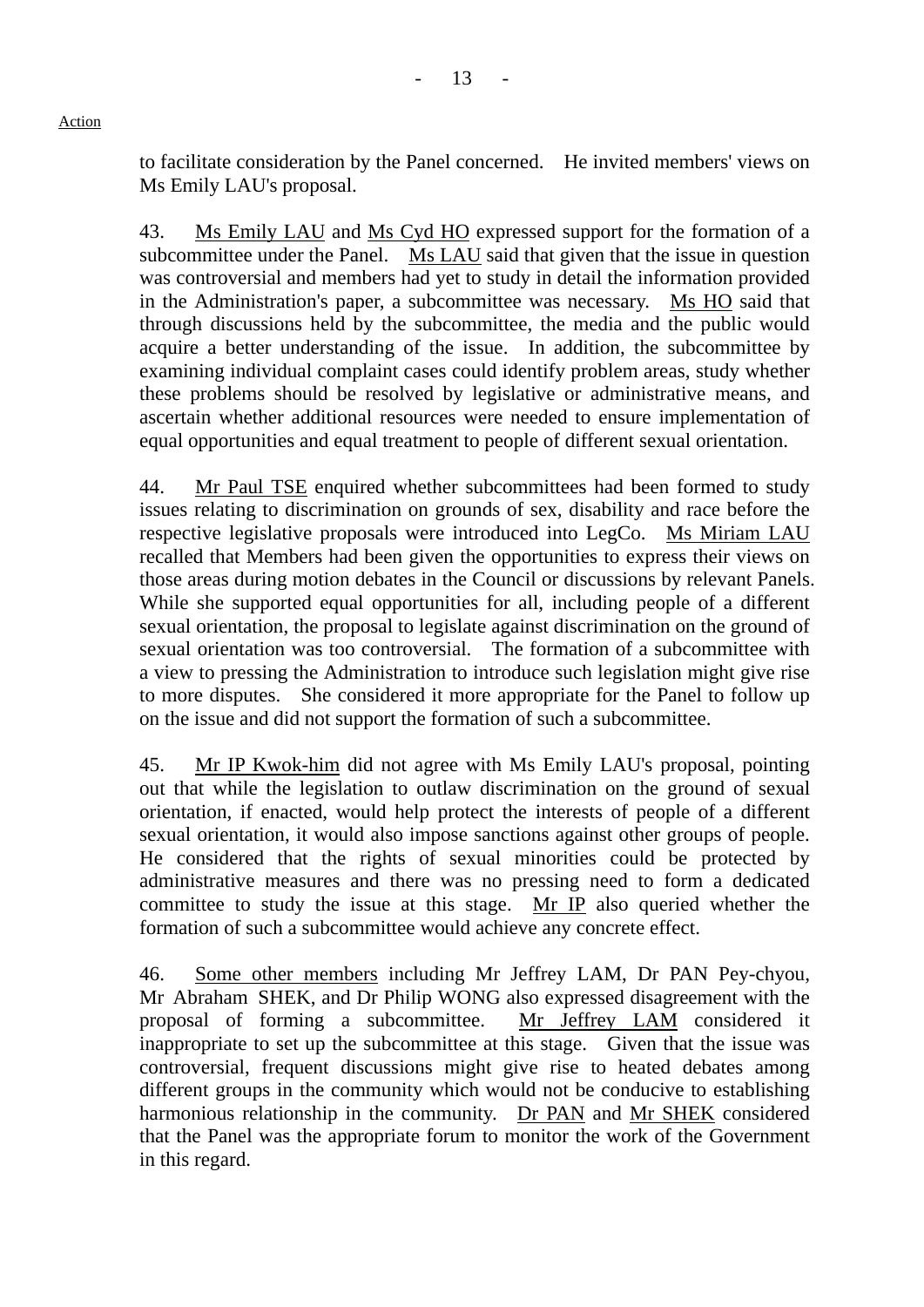to facilitate consideration by the Panel concerned. He invited members' views on Ms Emily LAU's proposal.

43. Ms Emily LAU and Ms Cyd HO expressed support for the formation of a subcommittee under the Panel. Ms LAU said that given that the issue in question was controversial and members had yet to study in detail the information provided in the Administration's paper, a subcommittee was necessary. Ms HO said that through discussions held by the subcommittee, the media and the public would acquire a better understanding of the issue. In addition, the subcommittee by examining individual complaint cases could identify problem areas, study whether these problems should be resolved by legislative or administrative means, and ascertain whether additional resources were needed to ensure implementation of equal opportunities and equal treatment to people of different sexual orientation.

44. Mr Paul TSE enquired whether subcommittees had been formed to study issues relating to discrimination on grounds of sex, disability and race before the respective legislative proposals were introduced into LegCo. Ms Miriam LAU recalled that Members had been given the opportunities to express their views on those areas during motion debates in the Council or discussions by relevant Panels. While she supported equal opportunities for all, including people of a different sexual orientation, the proposal to legislate against discrimination on the ground of sexual orientation was too controversial. The formation of a subcommittee with a view to pressing the Administration to introduce such legislation might give rise to more disputes. She considered it more appropriate for the Panel to follow up on the issue and did not support the formation of such a subcommittee.

45. Mr IP Kwok-him did not agree with Ms Emily LAU's proposal, pointing out that while the legislation to outlaw discrimination on the ground of sexual orientation, if enacted, would help protect the interests of people of a different sexual orientation, it would also impose sanctions against other groups of people. He considered that the rights of sexual minorities could be protected by administrative measures and there was no pressing need to form a dedicated committee to study the issue at this stage. Mr IP also queried whether the formation of such a subcommittee would achieve any concrete effect.

46. Some other members including Mr Jeffrey LAM, Dr PAN Pey-chyou, Mr Abraham SHEK, and Dr Philip WONG also expressed disagreement with the proposal of forming a subcommittee. Mr Jeffrey LAM considered it inappropriate to set up the subcommittee at this stage. Given that the issue was controversial, frequent discussions might give rise to heated debates among different groups in the community which would not be conducive to establishing harmonious relationship in the community. Dr PAN and Mr SHEK considered that the Panel was the appropriate forum to monitor the work of the Government in this regard.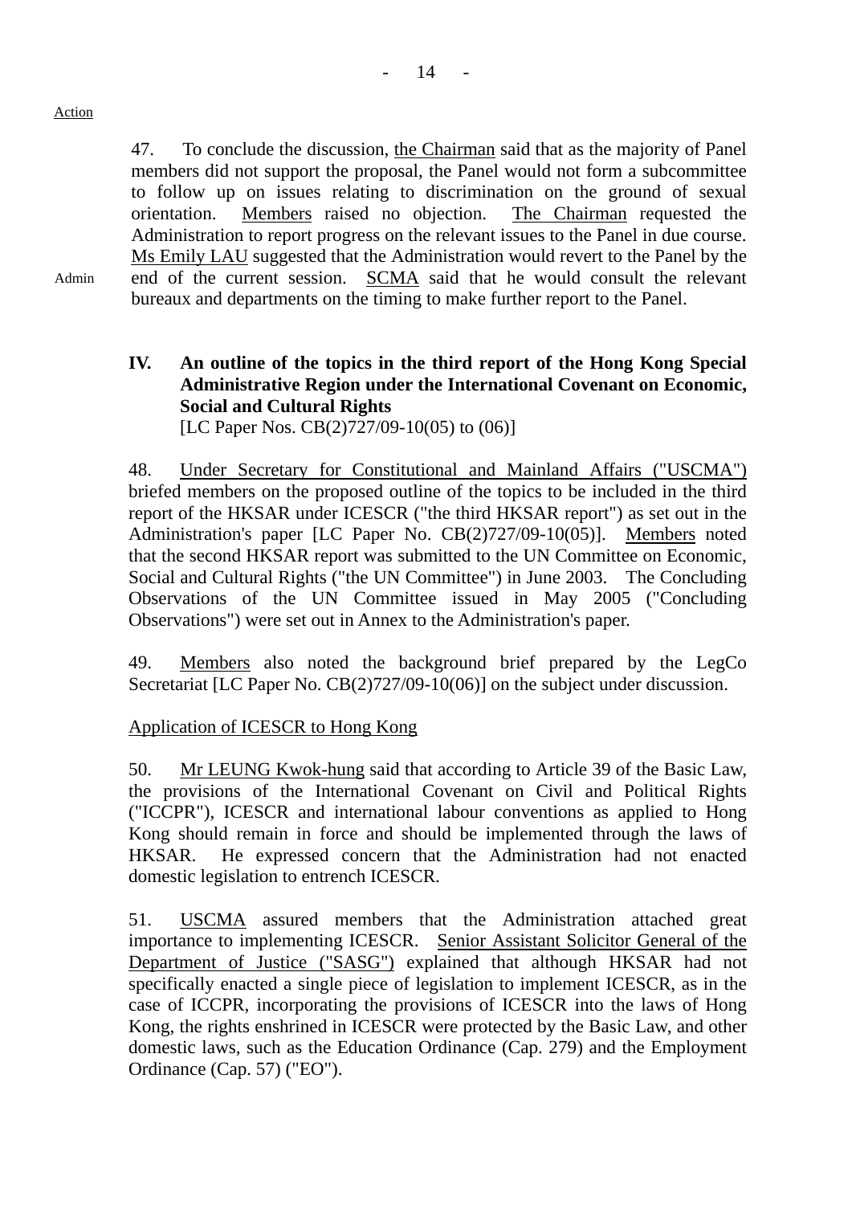Action

47. To conclude the discussion, the Chairman said that as the majority of Panel members did not support the proposal, the Panel would not form a subcommittee to follow up on issues relating to discrimination on the ground of sexual orientation. Members raised no objection. The Chairman requested the Administration to report progress on the relevant issues to the Panel in due course. Ms Emily LAU suggested that the Administration would revert to the Panel by the end of the current session. SCMA said that he would consult the relevant bureaux and departments on the timing to make further report to the Panel.

Admin

## IV. An outline of the topics in the third report of the Hong Kong Special Administrative Region under the International Covenant on Economic, Social and Cultural Rights

[LC Paper Nos. CB(2)727/09-10(05) to (06)]

48. Under Secretary for Constitutional and Mainland Affairs ("USCMA") briefed members on the proposed outline of the topics to be included in the third report of the HKSAR under ICESCR ("the third HKSAR report") as set out in the Administration's paper [LC Paper No. CB(2)727/09-10(05)]. Members noted that the second HKSAR report was submitted to the UN Committee on Economic, Social and Cultural Rights ("the UN Committee") in June 2003. The Concluding Observations of the UN Committee issued in May 2005 ("Concluding Observations") were set out in Annex to the Administration's paper.

49. Members also noted the background brief prepared by the LegCo Secretariat [LC Paper No. CB(2)727/09-10(06)] on the subject under discussion.

Application of ICESCR to Hong Kong

50. Mr LEUNG Kwok-hung said that according to Article 39 of the Basic Law, the provisions of the International Covenant on Civil and Political Rights ("ICCPR"), ICESCR and international labour conventions as applied to Hong Kong should remain in force and should be implemented through the laws of HKSAR. He expressed concern that the Administration had not enacted domestic legislation to entrench ICESCR.

51. USCMA assured members that the Administration attached great importance to implementing ICESCR. Senior Assistant Solicitor General of the Department of Justice ("SASG") explained that although HKSAR had not specifically enacted a single piece of legislation to implement ICESCR, as in the case of ICCPR, incorporating the provisions of ICESCR into the laws of Hong Kong, the rights enshrined in ICESCR were protected by the Basic Law, and other domestic laws, such as the Education Ordinance (Cap. 279) and the Employment Ordinance (Cap. 57) ("EO").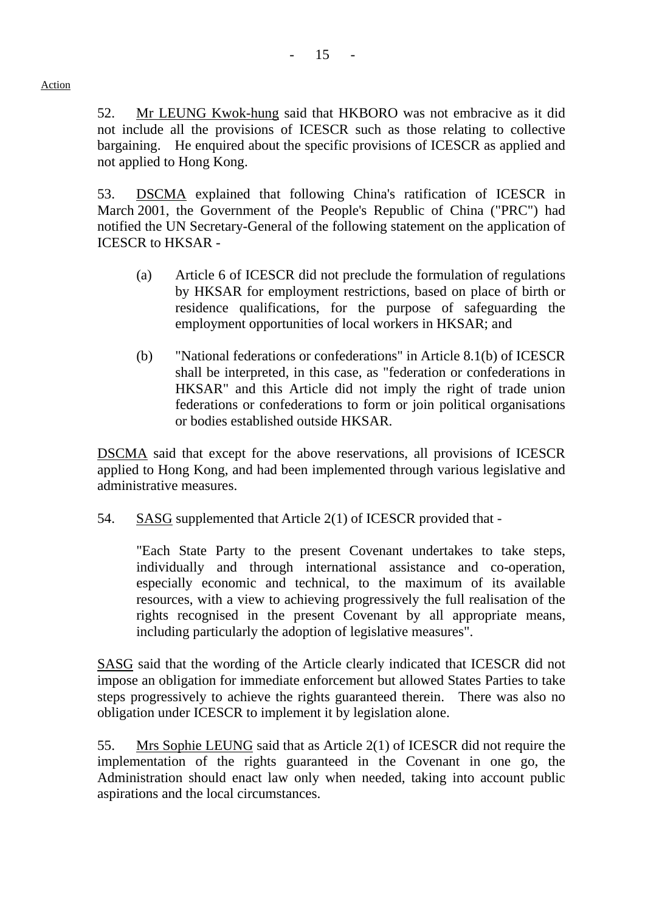Action

52. <u>Mr LEUNG Kwok-hung</u> said that HKBORO was not embracive as it did not include all the provisions of ICESCR such as those relating to collective bargaining. He enquired about the specific provisions of ICESCR as applied and not applied to Hong Kong.

53. <u>DSCMA</u> explained that following China's ratification of ICESCR in March 2001, the Government of the People's Republic of China ("PRC") had notified the UN Secretary-General of the following statement on the application of ICESCR to HKSAR -

(a) Article 6 of ICESCR did not preclude the formulation of regulations by HKSAR for employment restrictions, based on place of birth or residence qualifications, for the purpose of safeguarding the employment opportunities of local workers in HKSAR; and

(b) "National federations or confederations" in Article 8.1(b) of ICESCR shall be interpreted, in this case, as "federation or confederations in HKSAR" and this Article did not imply the right of trade union federations or confederations to form or join political organisations or bodies established outside HKSAR.

<u>DSCMA</u> said that except for the above reservations, all provisions of ICESCR applied to Hong Kong, and had been implemented through various legislative and administrative measures.

54. <u>SASG</u> supplemented that Article 2(1) of ICESCR provided that -

> "Each State Party to the present Covenant undertakes to take steps, individually and through international assistance and co-operation, especially economic and technical, to the maximum of its available resources, with a view to achieving progressively the full realisation of the rights recognised in the present Covenant by all appropriate means, including particularly the adoption of legislative measures".

<u>SASG</u> said that the wording of the Article clearly indicated that ICESCR did not impose an obligation for immediate enforcement but allowed States Parties to take steps progressively to achieve the rights guaranteed therein. There was also no obligation under ICESCR to implement it by legislation alone.

55. <u>Mrs Sophie LEUNG</u> said that as Article 2(1) of ICESCR did not require the implementation of the rights guaranteed in the Covenant in one go, the Administration should enact law only when needed, taking into account public aspirations and the local circumstances.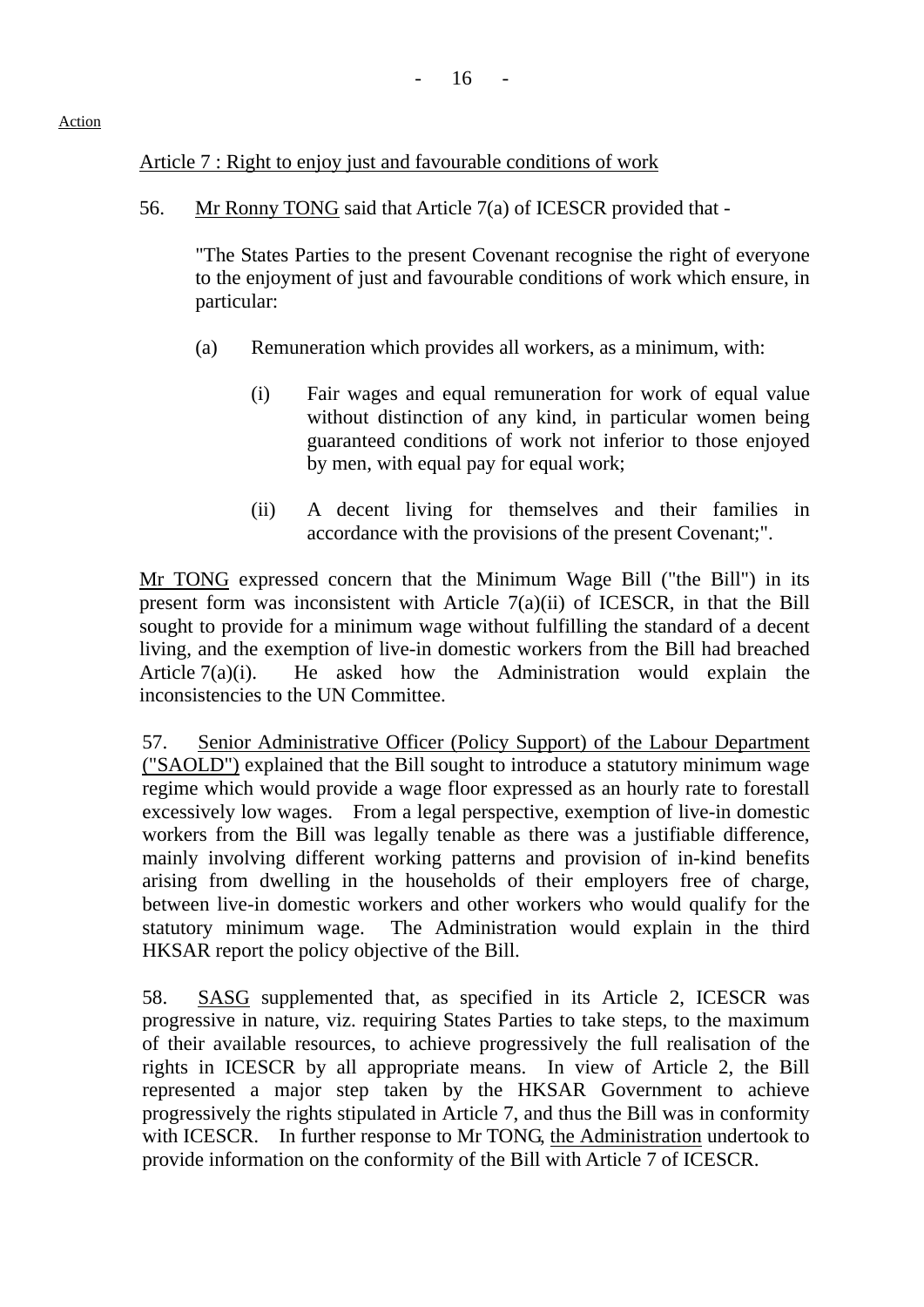Action

Article 7 : Right to enjoy just and favourable conditions of work

56. Mr Ronny TONG said that Article 7(a) of ICESCR provided that -

> "The States Parties to the present Covenant recognise the right of everyone to the enjoyment of just and favourable conditions of work which ensure, in particular:
>
> (a) Remuneration which provides all workers, as a minimum, with:
>
> (i) Fair wages and equal remuneration for work of equal value without distinction of any kind, in particular women being guaranteed conditions of work not inferior to those enjoyed by men, with equal pay for equal work;
>
> (ii) A decent living for themselves and their families in accordance with the provisions of the present Covenant;".

Mr TONG expressed concern that the Minimum Wage Bill ("the Bill") in its present form was inconsistent with Article 7(a)(ii) of ICESCR, in that the Bill sought to provide for a minimum wage without fulfilling the standard of a decent living, and the exemption of live-in domestic workers from the Bill had breached Article 7(a)(i). He asked how the Administration would explain the inconsistencies to the UN Committee.

57. Senior Administrative Officer (Policy Support) of the Labour Department ("SAOLD") explained that the Bill sought to introduce a statutory minimum wage regime which would provide a wage floor expressed as an hourly rate to forestall excessively low wages. From a legal perspective, exemption of live-in domestic workers from the Bill was legally tenable as there was a justifiable difference, mainly involving different working patterns and provision of in-kind benefits arising from dwelling in the households of their employers free of charge, between live-in domestic workers and other workers who would qualify for the statutory minimum wage. The Administration would explain in the third HKSAR report the policy objective of the Bill.

58. SASG supplemented that, as specified in its Article 2, ICESCR was progressive in nature, viz. requiring States Parties to take steps, to the maximum of their available resources, to achieve progressively the full realisation of the rights in ICESCR by all appropriate means. In view of Article 2, the Bill represented a major step taken by the HKSAR Government to achieve progressively the rights stipulated in Article 7, and thus the Bill was in conformity with ICESCR. In further response to Mr TONG, the Administration undertook to provide information on the conformity of the Bill with Article 7 of ICESCR.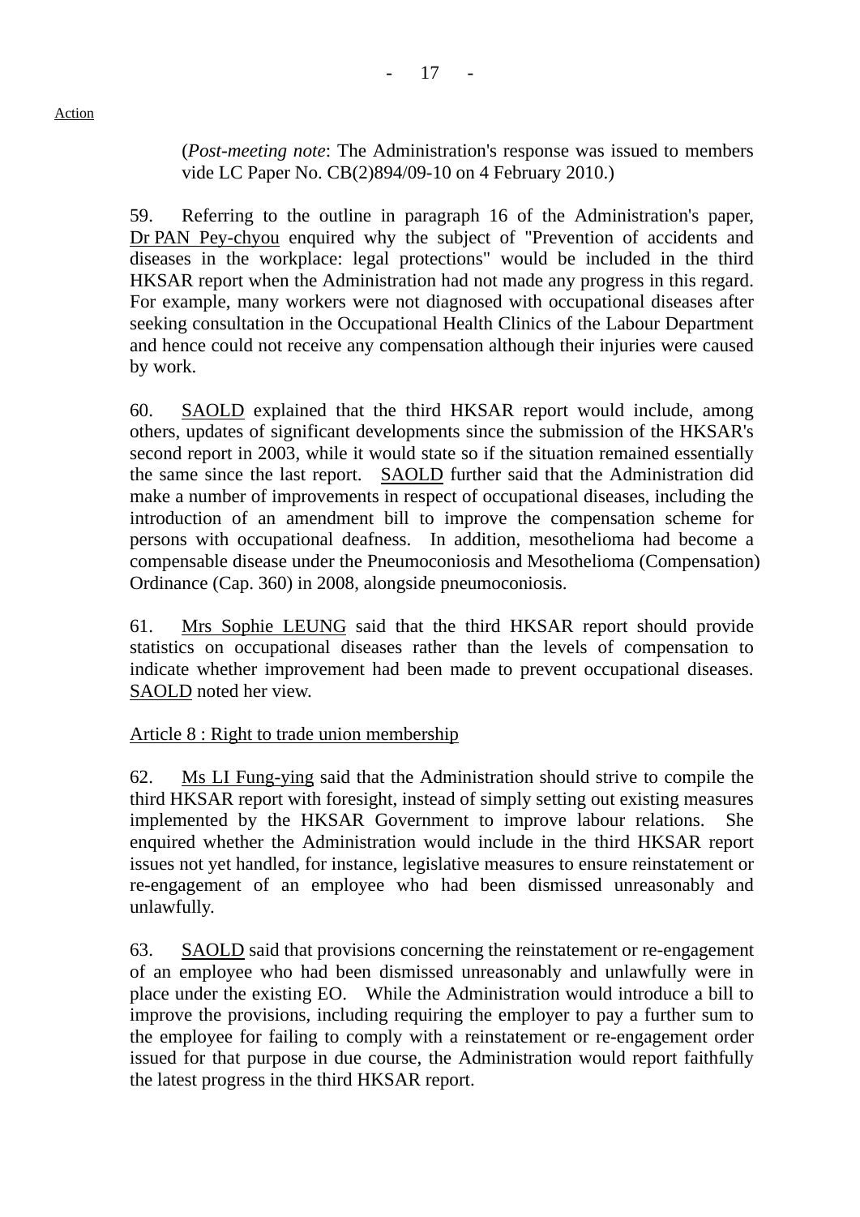Action

(*Post-meeting note*: The Administration's response was issued to members vide LC Paper No. CB(2)894/09-10 on 4 February 2010.)

59. Referring to the outline in paragraph 16 of the Administration's paper, Dr PAN Pey-chyou enquired why the subject of "Prevention of accidents and diseases in the workplace: legal protections" would be included in the third HKSAR report when the Administration had not made any progress in this regard. For example, many workers were not diagnosed with occupational diseases after seeking consultation in the Occupational Health Clinics of the Labour Department and hence could not receive any compensation although their injuries were caused by work.

60. SAOLD explained that the third HKSAR report would include, among others, updates of significant developments since the submission of the HKSAR's second report in 2003, while it would state so if the situation remained essentially the same since the last report. SAOLD further said that the Administration did make a number of improvements in respect of occupational diseases, including the introduction of an amendment bill to improve the compensation scheme for persons with occupational deafness. In addition, mesothelioma had become a compensable disease under the Pneumoconiosis and Mesothelioma (Compensation) Ordinance (Cap. 360) in 2008, alongside pneumoconiosis.

61. Mrs Sophie LEUNG said that the third HKSAR report should provide statistics on occupational diseases rather than the levels of compensation to indicate whether improvement had been made to prevent occupational diseases. SAOLD noted her view.

Article 8 : Right to trade union membership

62. Ms LI Fung-ying said that the Administration should strive to compile the third HKSAR report with foresight, instead of simply setting out existing measures implemented by the HKSAR Government to improve labour relations. She enquired whether the Administration would include in the third HKSAR report issues not yet handled, for instance, legislative measures to ensure reinstatement or re-engagement of an employee who had been dismissed unreasonably and unlawfully.

63. SAOLD said that provisions concerning the reinstatement or re-engagement of an employee who had been dismissed unreasonably and unlawfully were in place under the existing EO. While the Administration would introduce a bill to improve the provisions, including requiring the employer to pay a further sum to the employee for failing to comply with a reinstatement or re-engagement order issued for that purpose in due course, the Administration would report faithfully the latest progress in the third HKSAR report.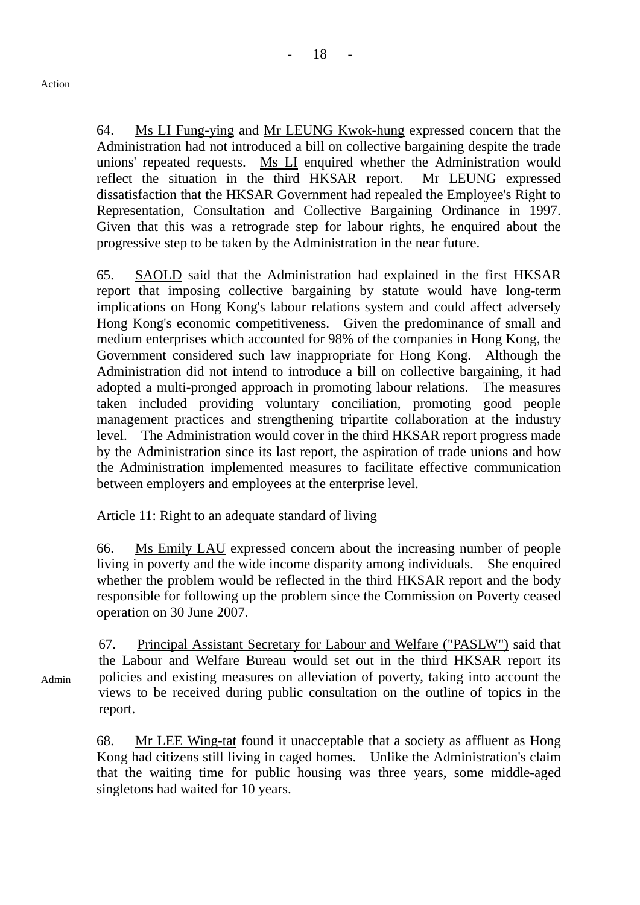Action

64. Ms LI Fung-ying and Mr LEUNG Kwok-hung expressed concern that the Administration had not introduced a bill on collective bargaining despite the trade unions' repeated requests. Ms LI enquired whether the Administration would reflect the situation in the third HKSAR report. Mr LEUNG expressed dissatisfaction that the HKSAR Government had repealed the Employee's Right to Representation, Consultation and Collective Bargaining Ordinance in 1997. Given that this was a retrograde step for labour rights, he enquired about the progressive step to be taken by the Administration in the near future.

65. SAOLD said that the Administration had explained in the first HKSAR report that imposing collective bargaining by statute would have long-term implications on Hong Kong's labour relations system and could affect adversely Hong Kong's economic competitiveness. Given the predominance of small and medium enterprises which accounted for 98% of the companies in Hong Kong, the Government considered such law inappropriate for Hong Kong. Although the Administration did not intend to introduce a bill on collective bargaining, it had adopted a multi-pronged approach in promoting labour relations. The measures taken included providing voluntary conciliation, promoting good people management practices and strengthening tripartite collaboration at the industry level. The Administration would cover in the third HKSAR report progress made by the Administration since its last report, the aspiration of trade unions and how the Administration implemented measures to facilitate effective communication between employers and employees at the enterprise level.

Article 11: Right to an adequate standard of living

66. Ms Emily LAU expressed concern about the increasing number of people living in poverty and the wide income disparity among individuals. She enquired whether the problem would be reflected in the third HKSAR report and the body responsible for following up the problem since the Commission on Poverty ceased operation on 30 June 2007.

Admin

67. Principal Assistant Secretary for Labour and Welfare ("PASLW") said that the Labour and Welfare Bureau would set out in the third HKSAR report its policies and existing measures on alleviation of poverty, taking into account the views to be received during public consultation on the outline of topics in the report.

68. Mr LEE Wing-tat found it unacceptable that a society as affluent as Hong Kong had citizens still living in caged homes. Unlike the Administration's claim that the waiting time for public housing was three years, some middle-aged singletons had waited for 10 years.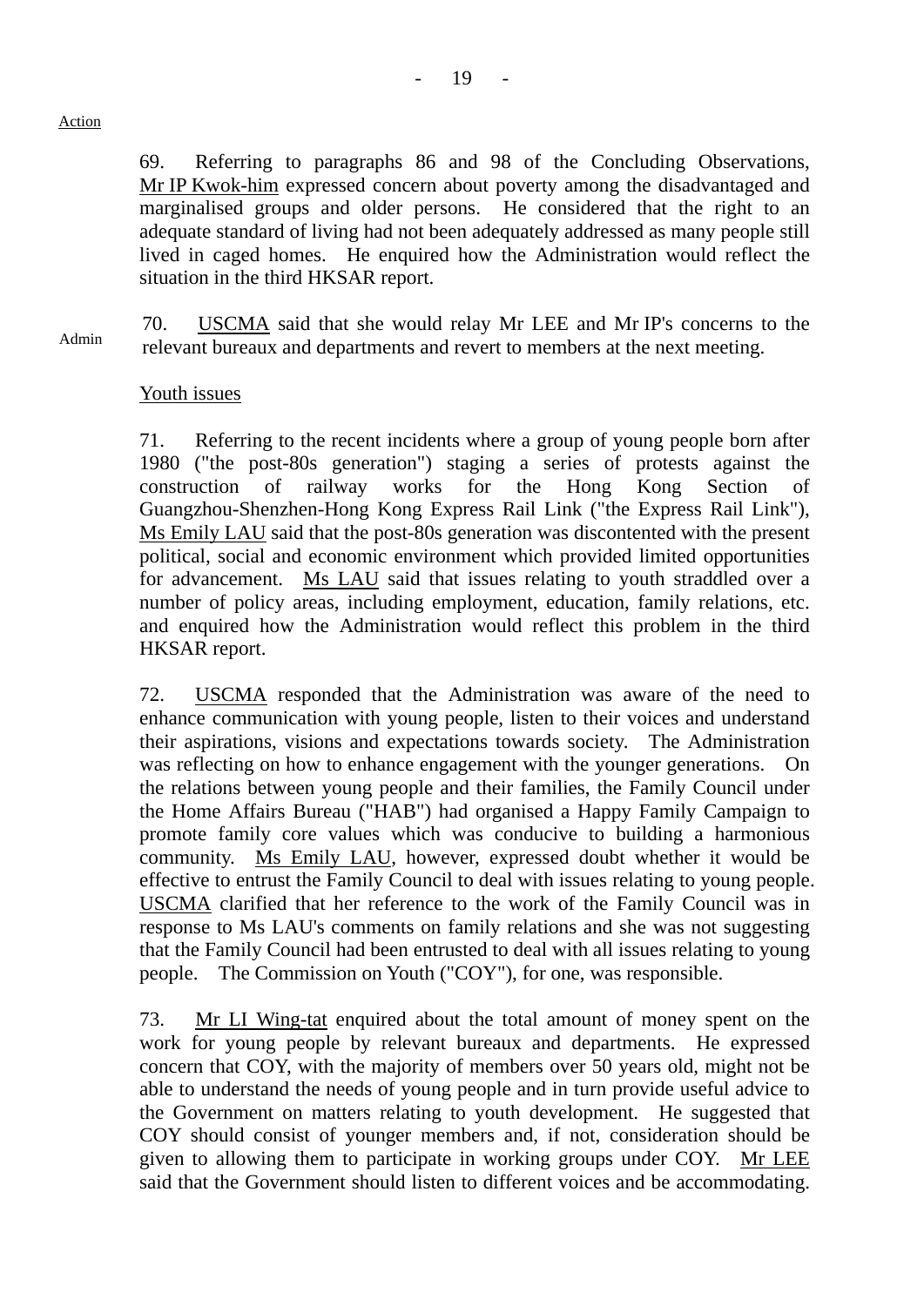Action

69. Referring to paragraphs 86 and 98 of the Concluding Observations, Mr IP Kwok-him expressed concern about poverty among the disadvantaged and marginalised groups and older persons. He considered that the right to an adequate standard of living had not been adequately addressed as many people still lived in caged homes. He enquired how the Administration would reflect the situation in the third HKSAR report.

Admin

70. USCMA said that she would relay Mr LEE and Mr IP's concerns to the relevant bureaux and departments and revert to members at the next meeting.

Youth issues

71. Referring to the recent incidents where a group of young people born after 1980 ("the post-80s generation") staging a series of protests against the construction of railway works for the Hong Kong Section of Guangzhou-Shenzhen-Hong Kong Express Rail Link ("the Express Rail Link"), Ms Emily LAU said that the post-80s generation was discontented with the present political, social and economic environment which provided limited opportunities for advancement. Ms LAU said that issues relating to youth straddled over a number of policy areas, including employment, education, family relations, etc. and enquired how the Administration would reflect this problem in the third HKSAR report.

72. USCMA responded that the Administration was aware of the need to enhance communication with young people, listen to their voices and understand their aspirations, visions and expectations towards society. The Administration was reflecting on how to enhance engagement with the younger generations. On the relations between young people and their families, the Family Council under the Home Affairs Bureau ("HAB") had organised a Happy Family Campaign to promote family core values which was conducive to building a harmonious community. Ms Emily LAU, however, expressed doubt whether it would be effective to entrust the Family Council to deal with issues relating to young people. USCMA clarified that her reference to the work of the Family Council was in response to Ms LAU's comments on family relations and she was not suggesting that the Family Council had been entrusted to deal with all issues relating to young people. The Commission on Youth ("COY"), for one, was responsible.

73. Mr LI Wing-tat enquired about the total amount of money spent on the work for young people by relevant bureaux and departments. He expressed concern that COY, with the majority of members over 50 years old, might not be able to understand the needs of young people and in turn provide useful advice to the Government on matters relating to youth development. He suggested that COY should consist of younger members and, if not, consideration should be given to allowing them to participate in working groups under COY. Mr LEE said that the Government should listen to different voices and be accommodating.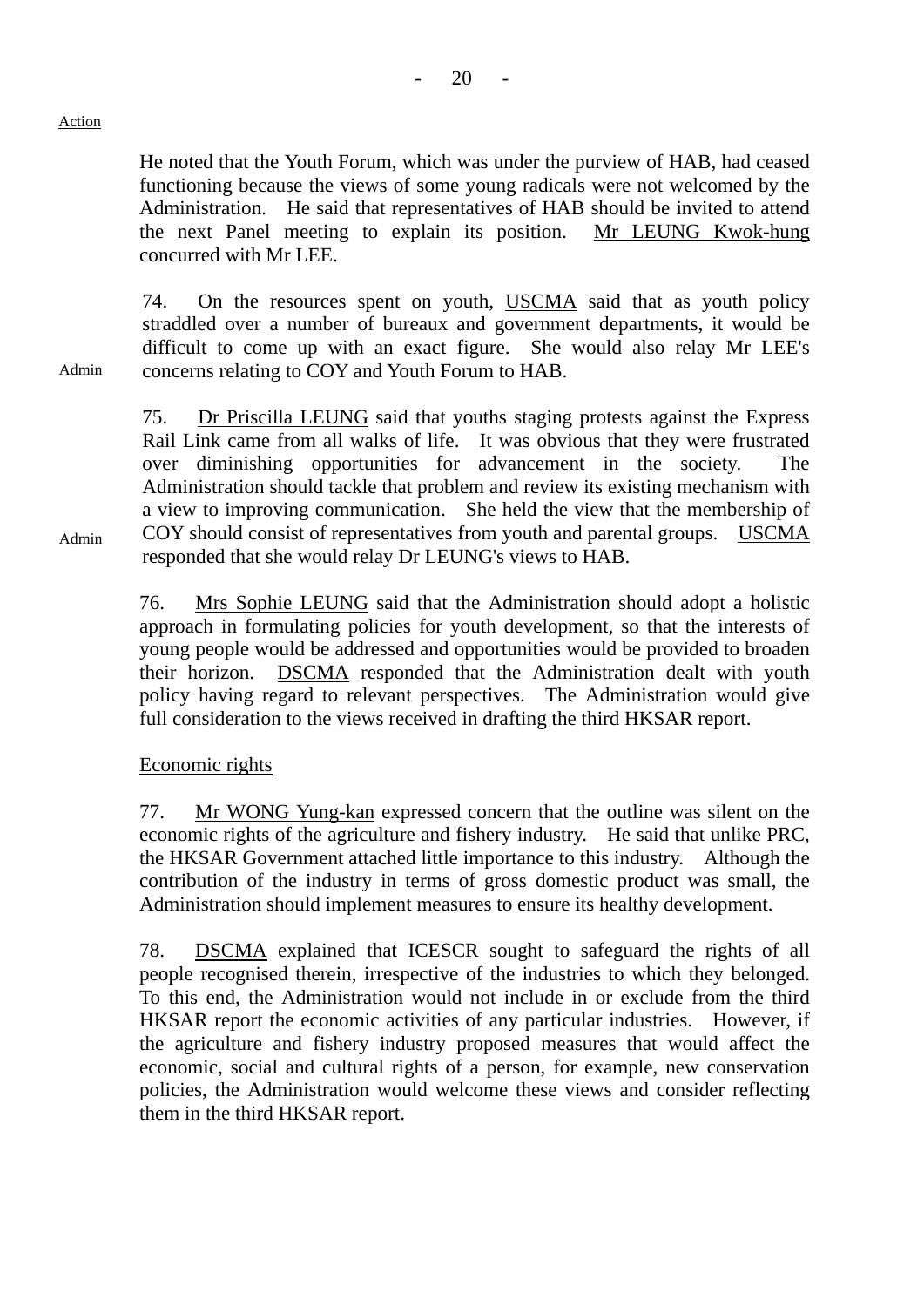Action

He noted that the Youth Forum, which was under the purview of HAB, had ceased functioning because the views of some young radicals were not welcomed by the Administration. He said that representatives of HAB should be invited to attend the next Panel meeting to explain its position. Mr LEUNG Kwok-hung concurred with Mr LEE.

74. On the resources spent on youth, USCMA said that as youth policy straddled over a number of bureaux and government departments, it would be difficult to come up with an exact figure. She would also relay Mr LEE's concerns relating to COY and Youth Forum to HAB. (Admin)

75. Dr Priscilla LEUNG said that youths staging protests against the Express Rail Link came from all walks of life. It was obvious that they were frustrated over diminishing opportunities for advancement in the society. The Administration should tackle that problem and review its existing mechanism with a view to improving communication. She held the view that the membership of COY should consist of representatives from youth and parental groups. USCMA responded that she would relay Dr LEUNG's views to HAB. (Admin)

76. Mrs Sophie LEUNG said that the Administration should adopt a holistic approach in formulating policies for youth development, so that the interests of young people would be addressed and opportunities would be provided to broaden their horizon. DSCMA responded that the Administration dealt with youth policy having regard to relevant perspectives. The Administration would give full consideration to the views received in drafting the third HKSAR report.

Economic rights

77. Mr WONG Yung-kan expressed concern that the outline was silent on the economic rights of the agriculture and fishery industry. He said that unlike PRC, the HKSAR Government attached little importance to this industry. Although the contribution of the industry in terms of gross domestic product was small, the Administration should implement measures to ensure its healthy development.

78. DSCMA explained that ICESCR sought to safeguard the rights of all people recognised therein, irrespective of the industries to which they belonged. To this end, the Administration would not include in or exclude from the third HKSAR report the economic activities of any particular industries. However, if the agriculture and fishery industry proposed measures that would affect the economic, social and cultural rights of a person, for example, new conservation policies, the Administration would welcome these views and consider reflecting them in the third HKSAR report.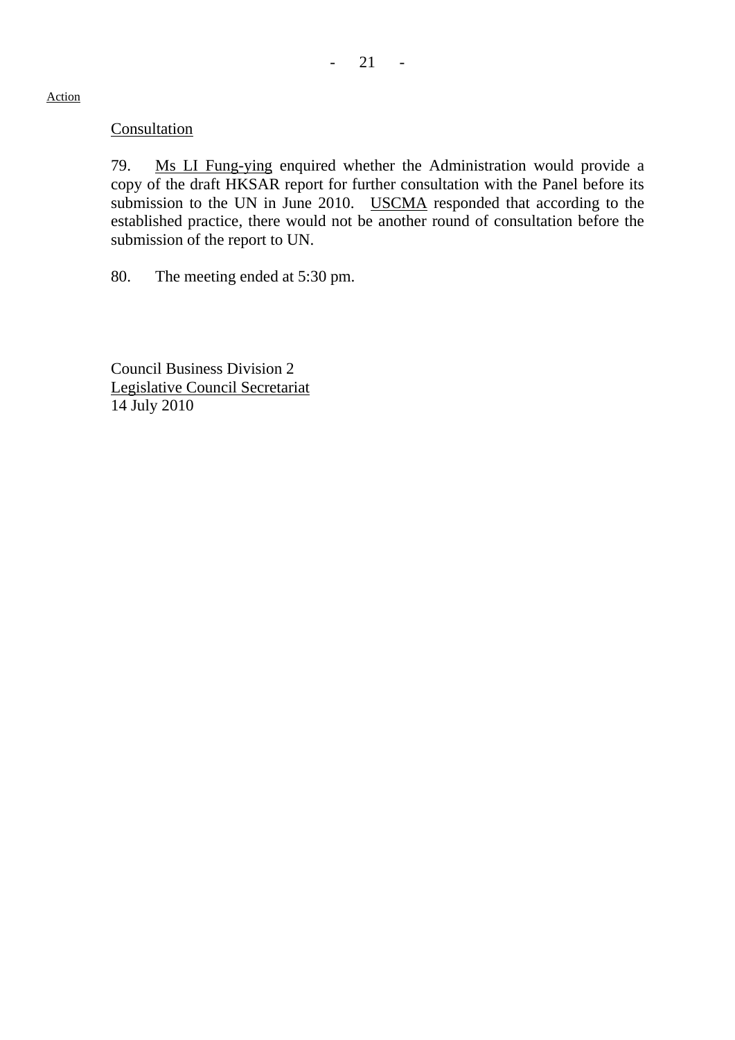Action

Consultation

79. Ms LI Fung-ying enquired whether the Administration would provide a copy of the draft HKSAR report for further consultation with the Panel before its submission to the UN in June 2010. USCMA responded that according to the established practice, there would not be another round of consultation before the submission of the report to UN.

80. The meeting ended at 5:30 pm.

Council Business Division 2
Legislative Council Secretariat
14 July 2010